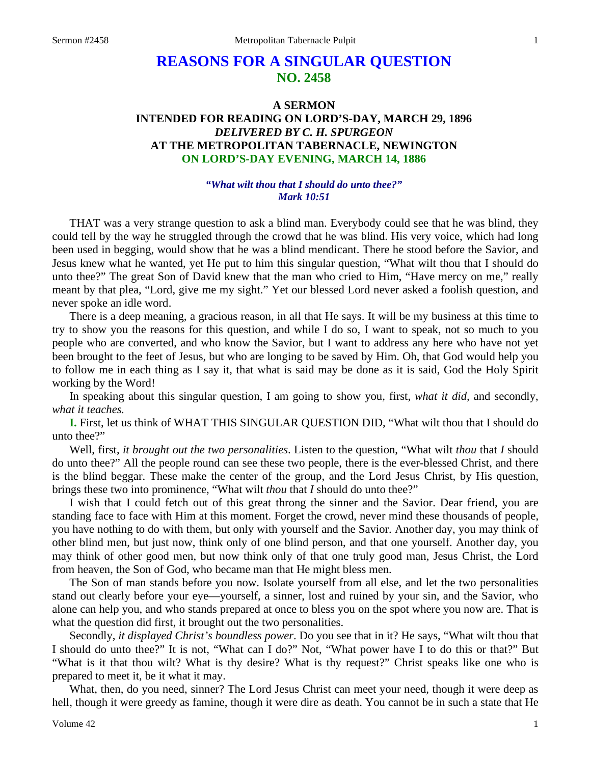# REASONS FOR A SINGULAR QUESTION
## NO. 2458

### A SERMON
### INTENDED FOR READING ON LORD'S-DAY, MARCH 29, 1896
### *DELIVERED BY C. H. SPURGEON*
### AT THE METROPOLITAN TABERNACLE, NEWINGTON
### ON LORD'S-DAY EVENING, MARCH 14, 1886

*"What wilt thou that I should do unto thee?"*
*Mark 10:51*

THAT was a very strange question to ask a blind man. Everybody could see that he was blind, they could tell by the way he struggled through the crowd that he was blind. His very voice, which had long been used in begging, would show that he was a blind mendicant. There he stood before the Savior, and Jesus knew what he wanted, yet He put to him this singular question, "What wilt thou that I should do unto thee?" The great Son of David knew that the man who cried to Him, "Have mercy on me," really meant by that plea, "Lord, give me my sight." Yet our blessed Lord never asked a foolish question, and never spoke an idle word.

There is a deep meaning, a gracious reason, in all that He says. It will be my business at this time to try to show you the reasons for this question, and while I do so, I want to speak, not so much to you people who are converted, and who know the Savior, but I want to address any here who have not yet been brought to the feet of Jesus, but who are longing to be saved by Him. Oh, that God would help you to follow me in each thing as I say it, that what is said may be done as it is said, God the Holy Spirit working by the Word!

In speaking about this singular question, I am going to show you, first, *what it did,* and secondly, *what it teaches.*

**I.** First, let us think of WHAT THIS SINGULAR QUESTION DID, "What wilt thou that I should do unto thee?"

Well, first, *it brought out the two personalities*. Listen to the question, "What wilt *thou* that *I* should do unto thee?" All the people round can see these two people, there is the ever-blessed Christ, and there is the blind beggar. These make the center of the group, and the Lord Jesus Christ, by His question, brings these two into prominence, "What wilt *thou* that *I* should do unto thee?"

I wish that I could fetch out of this great throng the sinner and the Savior. Dear friend, you are standing face to face with Him at this moment. Forget the crowd, never mind these thousands of people, you have nothing to do with them, but only with yourself and the Savior. Another day, you may think of other blind men, but just now, think only of one blind person, and that one yourself. Another day, you may think of other good men, but now think only of that one truly good man, Jesus Christ, the Lord from heaven, the Son of God, who became man that He might bless men.

The Son of man stands before you now. Isolate yourself from all else, and let the two personalities stand out clearly before your eye—yourself, a sinner, lost and ruined by your sin, and the Savior, who alone can help you, and who stands prepared at once to bless you on the spot where you now are. That is what the question did first, it brought out the two personalities.

Secondly, *it displayed Christ's boundless power*. Do you see that in it? He says, "What wilt thou that I should do unto thee?" It is not, "What can I do?" Not, "What power have I to do this or that?" But "What is it that thou wilt? What is thy desire? What is thy request?" Christ speaks like one who is prepared to meet it, be it what it may.

What, then, do you need, sinner? The Lord Jesus Christ can meet your need, though it were deep as hell, though it were greedy as famine, though it were dire as death. You cannot be in such a state that He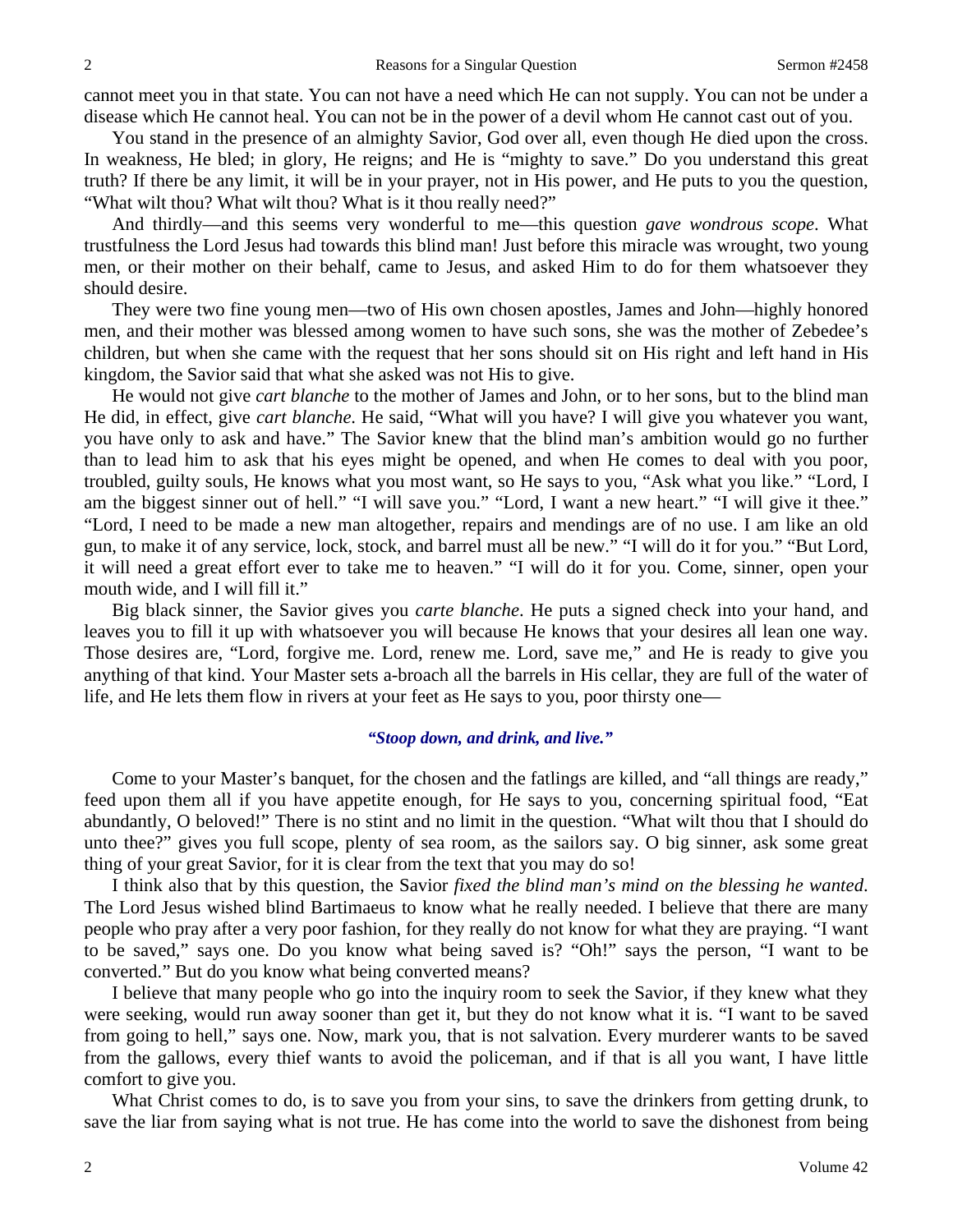cannot meet you in that state. You can not have a need which He can not supply. You can not be under a disease which He cannot heal. You can not be in the power of a devil whom He cannot cast out of you.

You stand in the presence of an almighty Savior, God over all, even though He died upon the cross. In weakness, He bled; in glory, He reigns; and He is "mighty to save." Do you understand this great truth? If there be any limit, it will be in your prayer, not in His power, and He puts to you the question, "What wilt thou? What wilt thou? What is it thou really need?"

And thirdly—and this seems very wonderful to me—this question *gave wondrous scope*. What trustfulness the Lord Jesus had towards this blind man! Just before this miracle was wrought, two young men, or their mother on their behalf, came to Jesus, and asked Him to do for them whatsoever they should desire.

They were two fine young men—two of His own chosen apostles, James and John—highly honored men, and their mother was blessed among women to have such sons, she was the mother of Zebedee's children, but when she came with the request that her sons should sit on His right and left hand in His kingdom, the Savior said that what she asked was not His to give.

He would not give *cart blanche* to the mother of James and John, or to her sons, but to the blind man He did, in effect, give *cart blanche*. He said, "What will you have? I will give you whatever you want, you have only to ask and have." The Savior knew that the blind man's ambition would go no further than to lead him to ask that his eyes might be opened, and when He comes to deal with you poor, troubled, guilty souls, He knows what you most want, so He says to you, "Ask what you like." "Lord, I am the biggest sinner out of hell." "I will save you." "Lord, I want a new heart." "I will give it thee." "Lord, I need to be made a new man altogether, repairs and mendings are of no use. I am like an old gun, to make it of any service, lock, stock, and barrel must all be new." "I will do it for you." "But Lord, it will need a great effort ever to take me to heaven." "I will do it for you. Come, sinner, open your mouth wide, and I will fill it."

Big black sinner, the Savior gives you *carte blanche*. He puts a signed check into your hand, and leaves you to fill it up with whatsoever you will because He knows that your desires all lean one way. Those desires are, "Lord, forgive me. Lord, renew me. Lord, save me," and He is ready to give you anything of that kind. Your Master sets a-broach all the barrels in His cellar, they are full of the water of life, and He lets them flow in rivers at your feet as He says to you, poor thirsty one—

***"Stoop down, and drink, and live."***

Come to your Master's banquet, for the chosen and the fatlings are killed, and "all things are ready," feed upon them all if you have appetite enough, for He says to you, concerning spiritual food, "Eat abundantly, O beloved!" There is no stint and no limit in the question. "What wilt thou that I should do unto thee?" gives you full scope, plenty of sea room, as the sailors say. O big sinner, ask some great thing of your great Savior, for it is clear from the text that you may do so!

I think also that by this question, the Savior *fixed the blind man's mind on the blessing he wanted*. The Lord Jesus wished blind Bartimaeus to know what he really needed. I believe that there are many people who pray after a very poor fashion, for they really do not know for what they are praying. "I want to be saved," says one. Do you know what being saved is? "Oh!" says the person, "I want to be converted." But do you know what being converted means?

I believe that many people who go into the inquiry room to seek the Savior, if they knew what they were seeking, would run away sooner than get it, but they do not know what it is. "I want to be saved from going to hell," says one. Now, mark you, that is not salvation. Every murderer wants to be saved from the gallows, every thief wants to avoid the policeman, and if that is all you want, I have little comfort to give you.

What Christ comes to do, is to save you from your sins, to save the drinkers from getting drunk, to save the liar from saying what is not true. He has come into the world to save the dishonest from being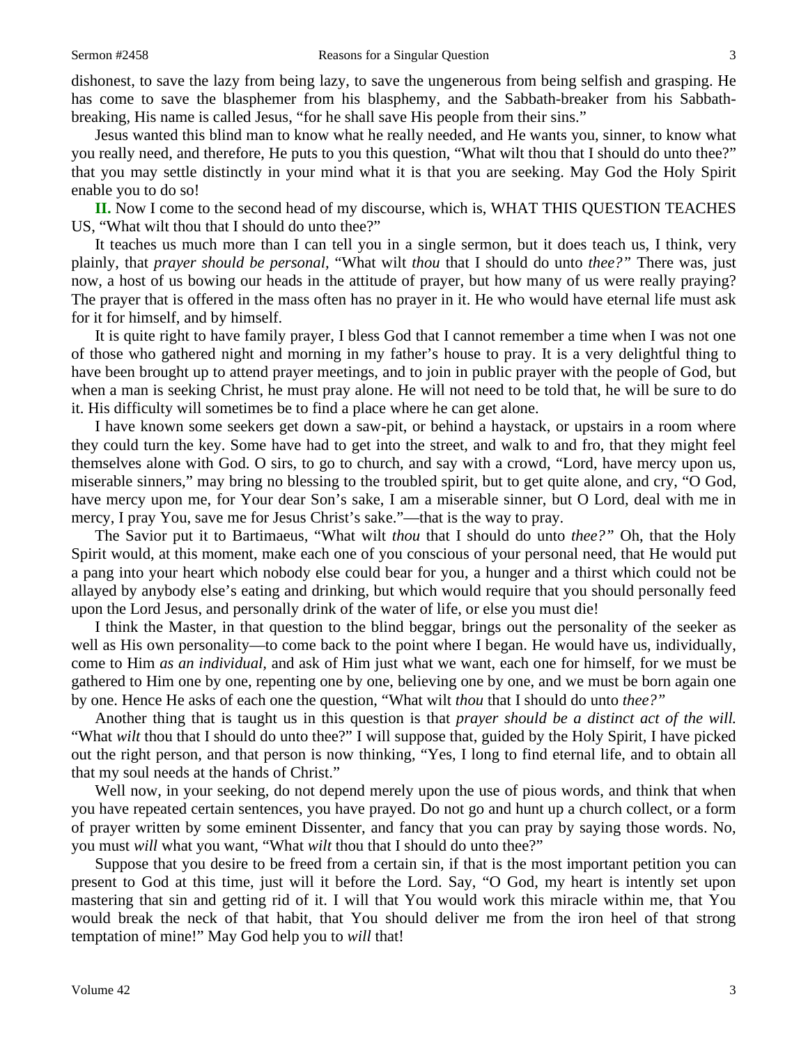dishonest, to save the lazy from being lazy, to save the ungenerous from being selfish and grasping. He has come to save the blasphemer from his blasphemy, and the Sabbath-breaker from his Sabbath-breaking, His name is called Jesus, "for he shall save His people from their sins."

Jesus wanted this blind man to know what he really needed, and He wants you, sinner, to know what you really need, and therefore, He puts to you this question, "What wilt thou that I should do unto thee?" that you may settle distinctly in your mind what it is that you are seeking. May God the Holy Spirit enable you to do so!

**II.** Now I come to the second head of my discourse, which is, WHAT THIS QUESTION TEACHES US, "What wilt thou that I should do unto thee?"

It teaches us much more than I can tell you in a single sermon, but it does teach us, I think, very plainly, that *prayer should be personal,* "What wilt *thou* that I should do unto *thee?"* There was, just now, a host of us bowing our heads in the attitude of prayer, but how many of us were really praying? The prayer that is offered in the mass often has no prayer in it. He who would have eternal life must ask for it for himself, and by himself.

It is quite right to have family prayer, I bless God that I cannot remember a time when I was not one of those who gathered night and morning in my father's house to pray. It is a very delightful thing to have been brought up to attend prayer meetings, and to join in public prayer with the people of God, but when a man is seeking Christ, he must pray alone. He will not need to be told that, he will be sure to do it. His difficulty will sometimes be to find a place where he can get alone.

I have known some seekers get down a saw-pit, or behind a haystack, or upstairs in a room where they could turn the key. Some have had to get into the street, and walk to and fro, that they might feel themselves alone with God. O sirs, to go to church, and say with a crowd, "Lord, have mercy upon us, miserable sinners," may bring no blessing to the troubled spirit, but to get quite alone, and cry, "O God, have mercy upon me, for Your dear Son's sake, I am a miserable sinner, but O Lord, deal with me in mercy, I pray You, save me for Jesus Christ's sake."—that is the way to pray.

The Savior put it to Bartimaeus, "What wilt *thou* that I should do unto *thee?"* Oh, that the Holy Spirit would, at this moment, make each one of you conscious of your personal need, that He would put a pang into your heart which nobody else could bear for you, a hunger and a thirst which could not be allayed by anybody else's eating and drinking, but which would require that you should personally feed upon the Lord Jesus, and personally drink of the water of life, or else you must die!

I think the Master, in that question to the blind beggar, brings out the personality of the seeker as well as His own personality—to come back to the point where I began. He would have us, individually, come to Him *as an individual,* and ask of Him just what we want, each one for himself, for we must be gathered to Him one by one, repenting one by one, believing one by one, and we must be born again one by one. Hence He asks of each one the question, "What wilt *thou* that I should do unto *thee?"*

Another thing that is taught us in this question is that *prayer should be a distinct act of the will.* "What *wilt* thou that I should do unto thee?" I will suppose that, guided by the Holy Spirit, I have picked out the right person, and that person is now thinking, "Yes, I long to find eternal life, and to obtain all that my soul needs at the hands of Christ."

Well now, in your seeking, do not depend merely upon the use of pious words, and think that when you have repeated certain sentences, you have prayed. Do not go and hunt up a church collect, or a form of prayer written by some eminent Dissenter, and fancy that you can pray by saying those words. No, you must *will* what you want, "What *wilt* thou that I should do unto thee?"

Suppose that you desire to be freed from a certain sin, if that is the most important petition you can present to God at this time, just will it before the Lord. Say, "O God, my heart is intently set upon mastering that sin and getting rid of it. I will that You would work this miracle within me, that You would break the neck of that habit, that You should deliver me from the iron heel of that strong temptation of mine!" May God help you to *will* that!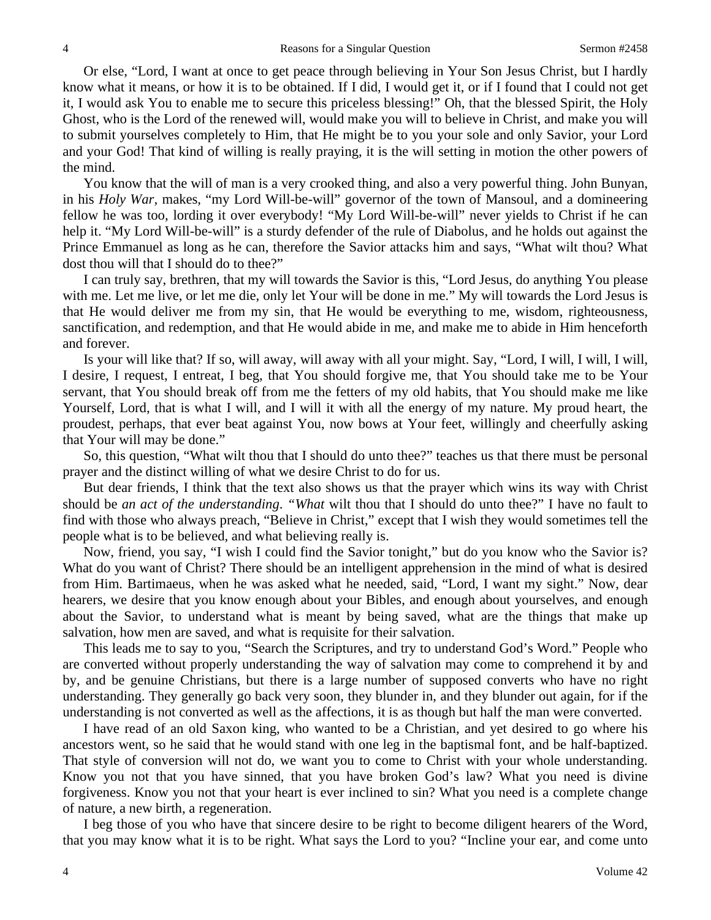Or else, "Lord, I want at once to get peace through believing in Your Son Jesus Christ, but I hardly know what it means, or how it is to be obtained. If I did, I would get it, or if I found that I could not get it, I would ask You to enable me to secure this priceless blessing!" Oh, that the blessed Spirit, the Holy Ghost, who is the Lord of the renewed will, would make you will to believe in Christ, and make you will to submit yourselves completely to Him, that He might be to you your sole and only Savior, your Lord and your God! That kind of willing is really praying, it is the will setting in motion the other powers of the mind.

You know that the will of man is a very crooked thing, and also a very powerful thing. John Bunyan, in his *Holy War*, makes, "my Lord Will-be-will" governor of the town of Mansoul, and a domineering fellow he was too, lording it over everybody! "My Lord Will-be-will" never yields to Christ if he can help it. "My Lord Will-be-will" is a sturdy defender of the rule of Diabolus, and he holds out against the Prince Emmanuel as long as he can, therefore the Savior attacks him and says, "What wilt thou? What dost thou will that I should do to thee?"

I can truly say, brethren, that my will towards the Savior is this, "Lord Jesus, do anything You please with me. Let me live, or let me die, only let Your will be done in me." My will towards the Lord Jesus is that He would deliver me from my sin, that He would be everything to me, wisdom, righteousness, sanctification, and redemption, and that He would abide in me, and make me to abide in Him henceforth and forever.

Is your will like that? If so, will away, will away with all your might. Say, "Lord, I will, I will, I will, I desire, I request, I entreat, I beg, that You should forgive me, that You should take me to be Your servant, that You should break off from me the fetters of my old habits, that You should make me like Yourself, Lord, that is what I will, and I will it with all the energy of my nature. My proud heart, the proudest, perhaps, that ever beat against You, now bows at Your feet, willingly and cheerfully asking that Your will may be done."

So, this question, "What wilt thou that I should do unto thee?" teaches us that there must be personal prayer and the distinct willing of what we desire Christ to do for us.

But dear friends, I think that the text also shows us that the prayer which wins its way with Christ should be *an act of the understanding. "What* wilt thou that I should do unto thee?" I have no fault to find with those who always preach, "Believe in Christ," except that I wish they would sometimes tell the people what is to be believed, and what believing really is.

Now, friend, you say, "I wish I could find the Savior tonight," but do you know who the Savior is? What do you want of Christ? There should be an intelligent apprehension in the mind of what is desired from Him. Bartimaeus, when he was asked what he needed, said, "Lord, I want my sight." Now, dear hearers, we desire that you know enough about your Bibles, and enough about yourselves, and enough about the Savior, to understand what is meant by being saved, what are the things that make up salvation, how men are saved, and what is requisite for their salvation.

This leads me to say to you, "Search the Scriptures, and try to understand God's Word." People who are converted without properly understanding the way of salvation may come to comprehend it by and by, and be genuine Christians, but there is a large number of supposed converts who have no right understanding. They generally go back very soon, they blunder in, and they blunder out again, for if the understanding is not converted as well as the affections, it is as though but half the man were converted.

I have read of an old Saxon king, who wanted to be a Christian, and yet desired to go where his ancestors went, so he said that he would stand with one leg in the baptismal font, and be half-baptized. That style of conversion will not do, we want you to come to Christ with your whole understanding. Know you not that you have sinned, that you have broken God's law? What you need is divine forgiveness. Know you not that your heart is ever inclined to sin? What you need is a complete change of nature, a new birth, a regeneration.

I beg those of you who have that sincere desire to be right to become diligent hearers of the Word, that you may know what it is to be right. What says the Lord to you? "Incline your ear, and come unto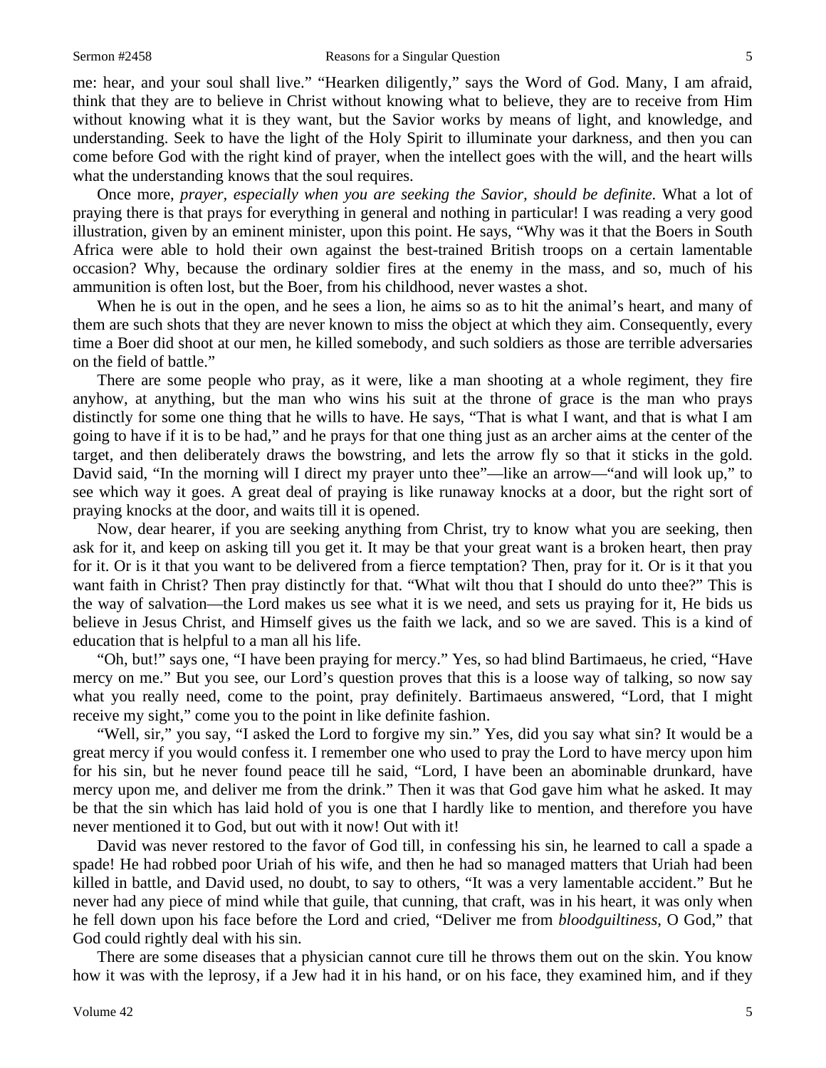me: hear, and your soul shall live." "Hearken diligently," says the Word of God. Many, I am afraid, think that they are to believe in Christ without knowing what to believe, they are to receive from Him without knowing what it is they want, but the Savior works by means of light, and knowledge, and understanding. Seek to have the light of the Holy Spirit to illuminate your darkness, and then you can come before God with the right kind of prayer, when the intellect goes with the will, and the heart wills what the understanding knows that the soul requires.

Once more, *prayer, especially when you are seeking the Savior, should be definite.* What a lot of praying there is that prays for everything in general and nothing in particular! I was reading a very good illustration, given by an eminent minister, upon this point. He says, "Why was it that the Boers in South Africa were able to hold their own against the best-trained British troops on a certain lamentable occasion? Why, because the ordinary soldier fires at the enemy in the mass, and so, much of his ammunition is often lost, but the Boer, from his childhood, never wastes a shot.

When he is out in the open, and he sees a lion, he aims so as to hit the animal's heart, and many of them are such shots that they are never known to miss the object at which they aim. Consequently, every time a Boer did shoot at our men, he killed somebody, and such soldiers as those are terrible adversaries on the field of battle."

There are some people who pray, as it were, like a man shooting at a whole regiment, they fire anyhow, at anything, but the man who wins his suit at the throne of grace is the man who prays distinctly for some one thing that he wills to have. He says, "That is what I want, and that is what I am going to have if it is to be had," and he prays for that one thing just as an archer aims at the center of the target, and then deliberately draws the bowstring, and lets the arrow fly so that it sticks in the gold. David said, "In the morning will I direct my prayer unto thee"—like an arrow—"and will look up," to see which way it goes. A great deal of praying is like runaway knocks at a door, but the right sort of praying knocks at the door, and waits till it is opened.

Now, dear hearer, if you are seeking anything from Christ, try to know what you are seeking, then ask for it, and keep on asking till you get it. It may be that your great want is a broken heart, then pray for it. Or is it that you want to be delivered from a fierce temptation? Then, pray for it. Or is it that you want faith in Christ? Then pray distinctly for that. "What wilt thou that I should do unto thee?" This is the way of salvation—the Lord makes us see what it is we need, and sets us praying for it, He bids us believe in Jesus Christ, and Himself gives us the faith we lack, and so we are saved. This is a kind of education that is helpful to a man all his life.

"Oh, but!" says one, "I have been praying for mercy." Yes, so had blind Bartimaeus, he cried, "Have mercy on me." But you see, our Lord's question proves that this is a loose way of talking, so now say what you really need, come to the point, pray definitely. Bartimaeus answered, "Lord, that I might receive my sight," come you to the point in like definite fashion.

"Well, sir," you say, "I asked the Lord to forgive my sin." Yes, did you say what sin? It would be a great mercy if you would confess it. I remember one who used to pray the Lord to have mercy upon him for his sin, but he never found peace till he said, "Lord, I have been an abominable drunkard, have mercy upon me, and deliver me from the drink." Then it was that God gave him what he asked. It may be that the sin which has laid hold of you is one that I hardly like to mention, and therefore you have never mentioned it to God, but out with it now! Out with it!

David was never restored to the favor of God till, in confessing his sin, he learned to call a spade a spade! He had robbed poor Uriah of his wife, and then he had so managed matters that Uriah had been killed in battle, and David used, no doubt, to say to others, "It was a very lamentable accident." But he never had any piece of mind while that guile, that cunning, that craft, was in his heart, it was only when he fell down upon his face before the Lord and cried, "Deliver me from *bloodguiltiness*, O God," that God could rightly deal with his sin.

There are some diseases that a physician cannot cure till he throws them out on the skin. You know how it was with the leprosy, if a Jew had it in his hand, or on his face, they examined him, and if they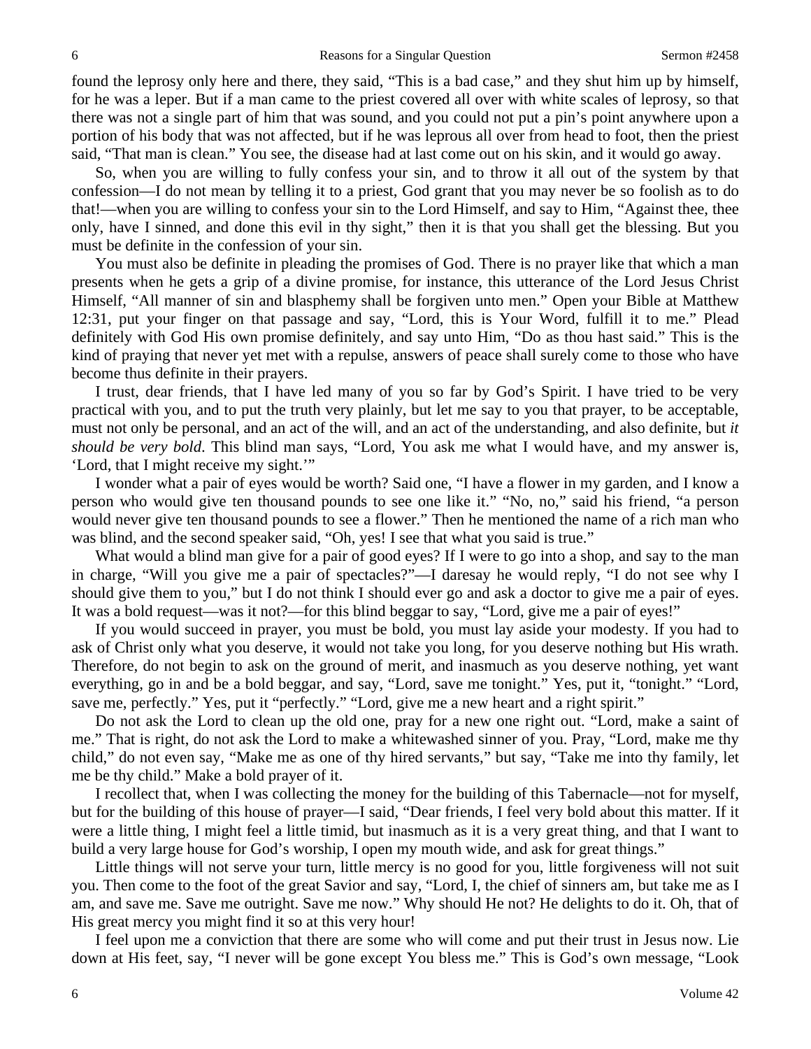found the leprosy only here and there, they said, "This is a bad case," and they shut him up by himself, for he was a leper. But if a man came to the priest covered all over with white scales of leprosy, so that there was not a single part of him that was sound, and you could not put a pin's point anywhere upon a portion of his body that was not affected, but if he was leprous all over from head to foot, then the priest said, "That man is clean." You see, the disease had at last come out on his skin, and it would go away.

So, when you are willing to fully confess your sin, and to throw it all out of the system by that confession—I do not mean by telling it to a priest, God grant that you may never be so foolish as to do that!—when you are willing to confess your sin to the Lord Himself, and say to Him, "Against thee, thee only, have I sinned, and done this evil in thy sight," then it is that you shall get the blessing. But you must be definite in the confession of your sin.

You must also be definite in pleading the promises of God. There is no prayer like that which a man presents when he gets a grip of a divine promise, for instance, this utterance of the Lord Jesus Christ Himself, "All manner of sin and blasphemy shall be forgiven unto men." Open your Bible at Matthew 12:31, put your finger on that passage and say, "Lord, this is Your Word, fulfill it to me." Plead definitely with God His own promise definitely, and say unto Him, "Do as thou hast said." This is the kind of praying that never yet met with a repulse, answers of peace shall surely come to those who have become thus definite in their prayers.

I trust, dear friends, that I have led many of you so far by God's Spirit. I have tried to be very practical with you, and to put the truth very plainly, but let me say to you that prayer, to be acceptable, must not only be personal, and an act of the will, and an act of the understanding, and also definite, but *it should be very bold*. This blind man says, "Lord, You ask me what I would have, and my answer is, 'Lord, that I might receive my sight.'"

I wonder what a pair of eyes would be worth? Said one, "I have a flower in my garden, and I know a person who would give ten thousand pounds to see one like it." "No, no," said his friend, "a person would never give ten thousand pounds to see a flower." Then he mentioned the name of a rich man who was blind, and the second speaker said, "Oh, yes! I see that what you said is true."

What would a blind man give for a pair of good eyes? If I were to go into a shop, and say to the man in charge, "Will you give me a pair of spectacles?"—I daresay he would reply, "I do not see why I should give them to you," but I do not think I should ever go and ask a doctor to give me a pair of eyes. It was a bold request—was it not?—for this blind beggar to say, "Lord, give me a pair of eyes!"

If you would succeed in prayer, you must be bold, you must lay aside your modesty. If you had to ask of Christ only what you deserve, it would not take you long, for you deserve nothing but His wrath. Therefore, do not begin to ask on the ground of merit, and inasmuch as you deserve nothing, yet want everything, go in and be a bold beggar, and say, "Lord, save me tonight." Yes, put it, "tonight." "Lord, save me, perfectly." Yes, put it "perfectly." "Lord, give me a new heart and a right spirit."

Do not ask the Lord to clean up the old one, pray for a new one right out. "Lord, make a saint of me." That is right, do not ask the Lord to make a whitewashed sinner of you. Pray, "Lord, make me thy child," do not even say, "Make me as one of thy hired servants," but say, "Take me into thy family, let me be thy child." Make a bold prayer of it.

I recollect that, when I was collecting the money for the building of this Tabernacle—not for myself, but for the building of this house of prayer—I said, "Dear friends, I feel very bold about this matter. If it were a little thing, I might feel a little timid, but inasmuch as it is a very great thing, and that I want to build a very large house for God's worship, I open my mouth wide, and ask for great things."

Little things will not serve your turn, little mercy is no good for you, little forgiveness will not suit you. Then come to the foot of the great Savior and say, "Lord, I, the chief of sinners am, but take me as I am, and save me. Save me outright. Save me now." Why should He not? He delights to do it. Oh, that of His great mercy you might find it so at this very hour!

I feel upon me a conviction that there are some who will come and put their trust in Jesus now. Lie down at His feet, say, "I never will be gone except You bless me." This is God's own message, "Look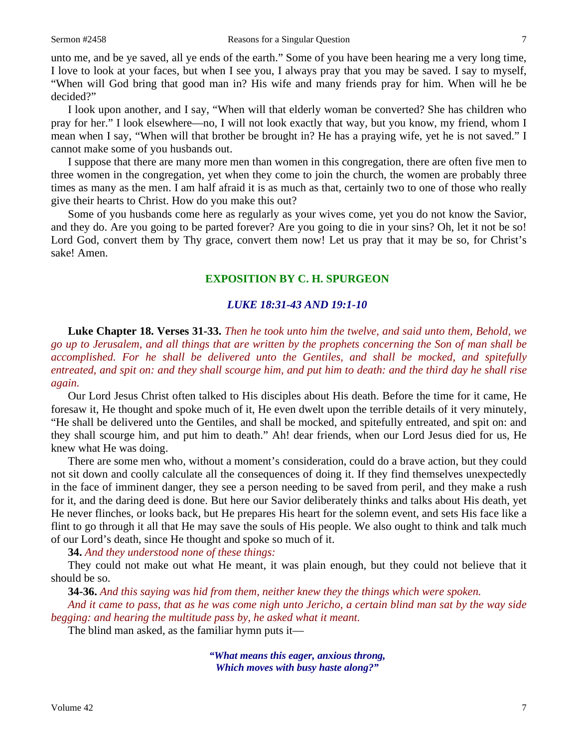unto me, and be ye saved, all ye ends of the earth." Some of you have been hearing me a very long time, I love to look at your faces, but when I see you, I always pray that you may be saved. I say to myself, "When will God bring that good man in? His wife and many friends pray for him. When will he be decided?"

I look upon another, and I say, "When will that elderly woman be converted? She has children who pray for her." I look elsewhere—no, I will not look exactly that way, but you know, my friend, whom I mean when I say, "When will that brother be brought in? He has a praying wife, yet he is not saved." I cannot make some of you husbands out.

I suppose that there are many more men than women in this congregation, there are often five men to three women in the congregation, yet when they come to join the church, the women are probably three times as many as the men. I am half afraid it is as much as that, certainly two to one of those who really give their hearts to Christ. How do you make this out?

Some of you husbands come here as regularly as your wives come, yet you do not know the Savior, and they do. Are you going to be parted forever? Are you going to die in your sins? Oh, let it not be so! Lord God, convert them by Thy grace, convert them now! Let us pray that it may be so, for Christ's sake! Amen.

## EXPOSITION BY C. H. SPURGEON

### *LUKE 18:31-43 AND 19:1-10*

**Luke Chapter 18. Verses 31-33.** *Then he took unto him the twelve, and said unto them, Behold, we go up to Jerusalem, and all things that are written by the prophets concerning the Son of man shall be accomplished. For he shall be delivered unto the Gentiles, and shall be mocked, and spitefully entreated, and spit on: and they shall scourge him, and put him to death: and the third day he shall rise again.*

Our Lord Jesus Christ often talked to His disciples about His death. Before the time for it came, He foresaw it, He thought and spoke much of it, He even dwelt upon the terrible details of it very minutely, "He shall be delivered unto the Gentiles, and shall be mocked, and spitefully entreated, and spit on: and they shall scourge him, and put him to death." Ah! dear friends, when our Lord Jesus died for us, He knew what He was doing.

There are some men who, without a moment's consideration, could do a brave action, but they could not sit down and coolly calculate all the consequences of doing it. If they find themselves unexpectedly in the face of imminent danger, they see a person needing to be saved from peril, and they make a rush for it, and the daring deed is done. But here our Savior deliberately thinks and talks about His death, yet He never flinches, or looks back, but He prepares His heart for the solemn event, and sets His face like a flint to go through it all that He may save the souls of His people. We also ought to think and talk much of our Lord's death, since He thought and spoke so much of it.

**34.** *And they understood none of these things:*

They could not make out what He meant, it was plain enough, but they could not believe that it should be so.

**34-36.** *And this saying was hid from them, neither knew they the things which were spoken.*

*And it came to pass, that as he was come nigh unto Jericho, a certain blind man sat by the way side begging: and hearing the multitude pass by, he asked what it meant.*

The blind man asked, as the familiar hymn puts it—

> ***"What means this eager, anxious throng,***
> ***Which moves with busy haste along?"***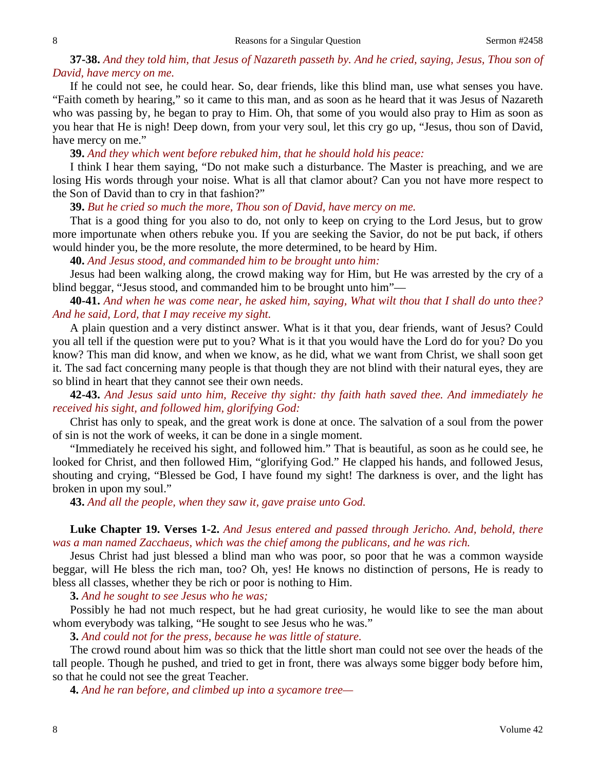**37-38.** *And they told him, that Jesus of Nazareth passeth by. And he cried, saying, Jesus, Thou son of David, have mercy on me.*

If he could not see, he could hear. So, dear friends, like this blind man, use what senses you have. "Faith cometh by hearing," so it came to this man, and as soon as he heard that it was Jesus of Nazareth who was passing by, he began to pray to Him. Oh, that some of you would also pray to Him as soon as you hear that He is nigh! Deep down, from your very soul, let this cry go up, "Jesus, thou son of David, have mercy on me."

**39.** *And they which went before rebuked him, that he should hold his peace:*

I think I hear them saying, "Do not make such a disturbance. The Master is preaching, and we are losing His words through your noise. What is all that clamor about? Can you not have more respect to the Son of David than to cry in that fashion?"

**39.** *But he cried so much the more, Thou son of David, have mercy on me.*

That is a good thing for you also to do, not only to keep on crying to the Lord Jesus, but to grow more importunate when others rebuke you. If you are seeking the Savior, do not be put back, if others would hinder you, be the more resolute, the more determined, to be heard by Him.

**40.** *And Jesus stood, and commanded him to be brought unto him:*

Jesus had been walking along, the crowd making way for Him, but He was arrested by the cry of a blind beggar, "Jesus stood, and commanded him to be brought unto him"—

**40-41.** *And when he was come near, he asked him, saying, What wilt thou that I shall do unto thee? And he said, Lord, that I may receive my sight.*

A plain question and a very distinct answer. What is it that you, dear friends, want of Jesus? Could you all tell if the question were put to you? What is it that you would have the Lord do for you? Do you know? This man did know, and when we know, as he did, what we want from Christ, we shall soon get it. The sad fact concerning many people is that though they are not blind with their natural eyes, they are so blind in heart that they cannot see their own needs.

**42-43.** *And Jesus said unto him, Receive thy sight: thy faith hath saved thee. And immediately he received his sight, and followed him, glorifying God:*

Christ has only to speak, and the great work is done at once. The salvation of a soul from the power of sin is not the work of weeks, it can be done in a single moment.

"Immediately he received his sight, and followed him." That is beautiful, as soon as he could see, he looked for Christ, and then followed Him, "glorifying God." He clapped his hands, and followed Jesus, shouting and crying, "Blessed be God, I have found my sight! The darkness is over, and the light has broken in upon my soul."

**43.** *And all the people, when they saw it, gave praise unto God.*

**Luke Chapter 19. Verses 1-2.** *And Jesus entered and passed through Jericho. And, behold, there was a man named Zacchaeus, which was the chief among the publicans, and he was rich.*

Jesus Christ had just blessed a blind man who was poor, so poor that he was a common wayside beggar, will He bless the rich man, too? Oh, yes! He knows no distinction of persons, He is ready to bless all classes, whether they be rich or poor is nothing to Him.

**3.** *And he sought to see Jesus who he was;*

Possibly he had not much respect, but he had great curiosity, he would like to see the man about whom everybody was talking, "He sought to see Jesus who he was."

**3.** *And could not for the press, because he was little of stature.*

The crowd round about him was so thick that the little short man could not see over the heads of the tall people. Though he pushed, and tried to get in front, there was always some bigger body before him, so that he could not see the great Teacher.

**4.** *And he ran before, and climbed up into a sycamore tree—*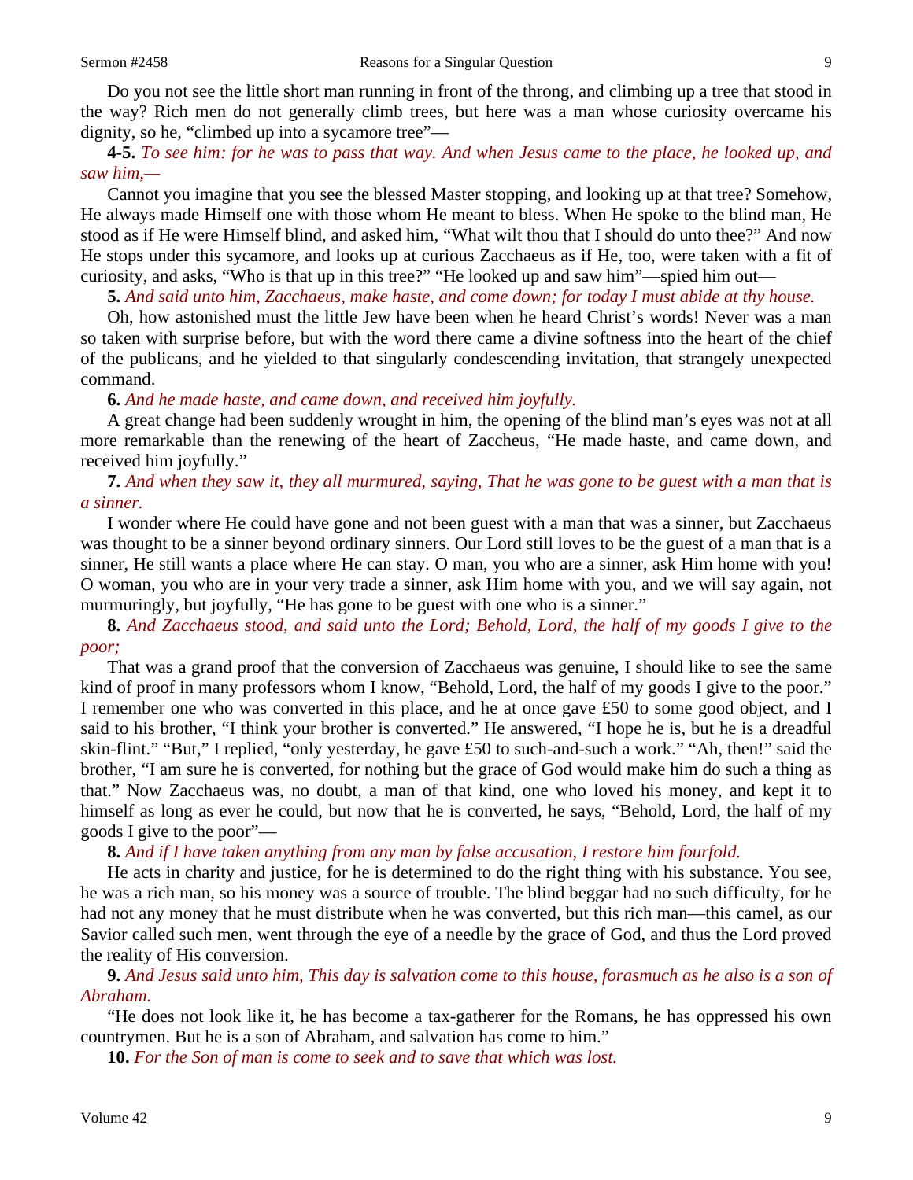Do you not see the little short man running in front of the throng, and climbing up a tree that stood in the way? Rich men do not generally climb trees, but here was a man whose curiosity overcame his dignity, so he, "climbed up into a sycamore tree"—

**4-5.** *To see him: for he was to pass that way. And when Jesus came to the place, he looked up, and saw him,—*

Cannot you imagine that you see the blessed Master stopping, and looking up at that tree? Somehow, He always made Himself one with those whom He meant to bless. When He spoke to the blind man, He stood as if He were Himself blind, and asked him, "What wilt thou that I should do unto thee?" And now He stops under this sycamore, and looks up at curious Zacchaeus as if He, too, were taken with a fit of curiosity, and asks, "Who is that up in this tree?" "He looked up and saw him"—spied him out—

**5.** *And said unto him, Zacchaeus, make haste, and come down; for today I must abide at thy house.*

Oh, how astonished must the little Jew have been when he heard Christ's words! Never was a man so taken with surprise before, but with the word there came a divine softness into the heart of the chief of the publicans, and he yielded to that singularly condescending invitation, that strangely unexpected command.

**6.** *And he made haste, and came down, and received him joyfully.*

A great change had been suddenly wrought in him, the opening of the blind man's eyes was not at all more remarkable than the renewing of the heart of Zaccheus, "He made haste, and came down, and received him joyfully."

**7.** *And when they saw it, they all murmured, saying, That he was gone to be guest with a man that is a sinner.*

I wonder where He could have gone and not been guest with a man that was a sinner, but Zacchaeus was thought to be a sinner beyond ordinary sinners. Our Lord still loves to be the guest of a man that is a sinner, He still wants a place where He can stay. O man, you who are a sinner, ask Him home with you! O woman, you who are in your very trade a sinner, ask Him home with you, and we will say again, not murmuringly, but joyfully, "He has gone to be guest with one who is a sinner."

**8.** *And Zacchaeus stood, and said unto the Lord; Behold, Lord, the half of my goods I give to the poor;*

That was a grand proof that the conversion of Zacchaeus was genuine, I should like to see the same kind of proof in many professors whom I know, "Behold, Lord, the half of my goods I give to the poor." I remember one who was converted in this place, and he at once gave £50 to some good object, and I said to his brother, "I think your brother is converted." He answered, "I hope he is, but he is a dreadful skin-flint." "But," I replied, "only yesterday, he gave £50 to such-and-such a work." "Ah, then!" said the brother, "I am sure he is converted, for nothing but the grace of God would make him do such a thing as that." Now Zacchaeus was, no doubt, a man of that kind, one who loved his money, and kept it to himself as long as ever he could, but now that he is converted, he says, "Behold, Lord, the half of my goods I give to the poor"—

**8.** *And if I have taken anything from any man by false accusation, I restore him fourfold.*

He acts in charity and justice, for he is determined to do the right thing with his substance. You see, he was a rich man, so his money was a source of trouble. The blind beggar had no such difficulty, for he had not any money that he must distribute when he was converted, but this rich man—this camel, as our Savior called such men, went through the eye of a needle by the grace of God, and thus the Lord proved the reality of His conversion.

**9.** *And Jesus said unto him, This day is salvation come to this house, forasmuch as he also is a son of Abraham.*

"He does not look like it, he has become a tax-gatherer for the Romans, he has oppressed his own countrymen. But he is a son of Abraham, and salvation has come to him."

**10.** *For the Son of man is come to seek and to save that which was lost.*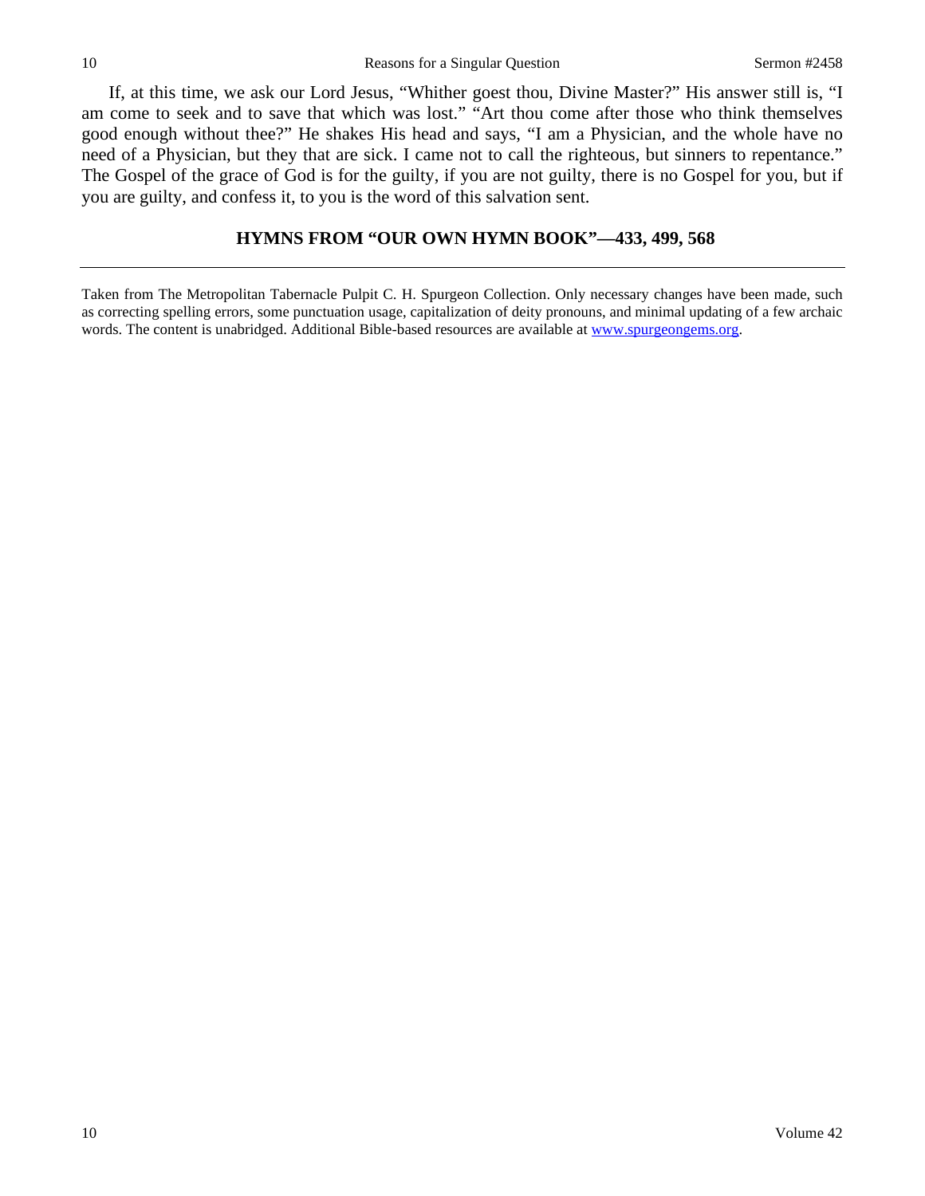If, at this time, we ask our Lord Jesus, "Whither goest thou, Divine Master?" His answer still is, "I am come to seek and to save that which was lost." "Art thou come after those who think themselves good enough without thee?" He shakes His head and says, "I am a Physician, and the whole have no need of a Physician, but they that are sick. I came not to call the righteous, but sinners to repentance." The Gospel of the grace of God is for the guilty, if you are not guilty, there is no Gospel for you, but if you are guilty, and confess it, to you is the word of this salvation sent.

## HYMNS FROM "OUR OWN HYMN BOOK"—433, 499, 568

---

Taken from The Metropolitan Tabernacle Pulpit C. H. Spurgeon Collection. Only necessary changes have been made, such as correcting spelling errors, some punctuation usage, capitalization of deity pronouns, and minimal updating of a few archaic words. The content is unabridged. Additional Bible-based resources are available at www.spurgeongems.org.